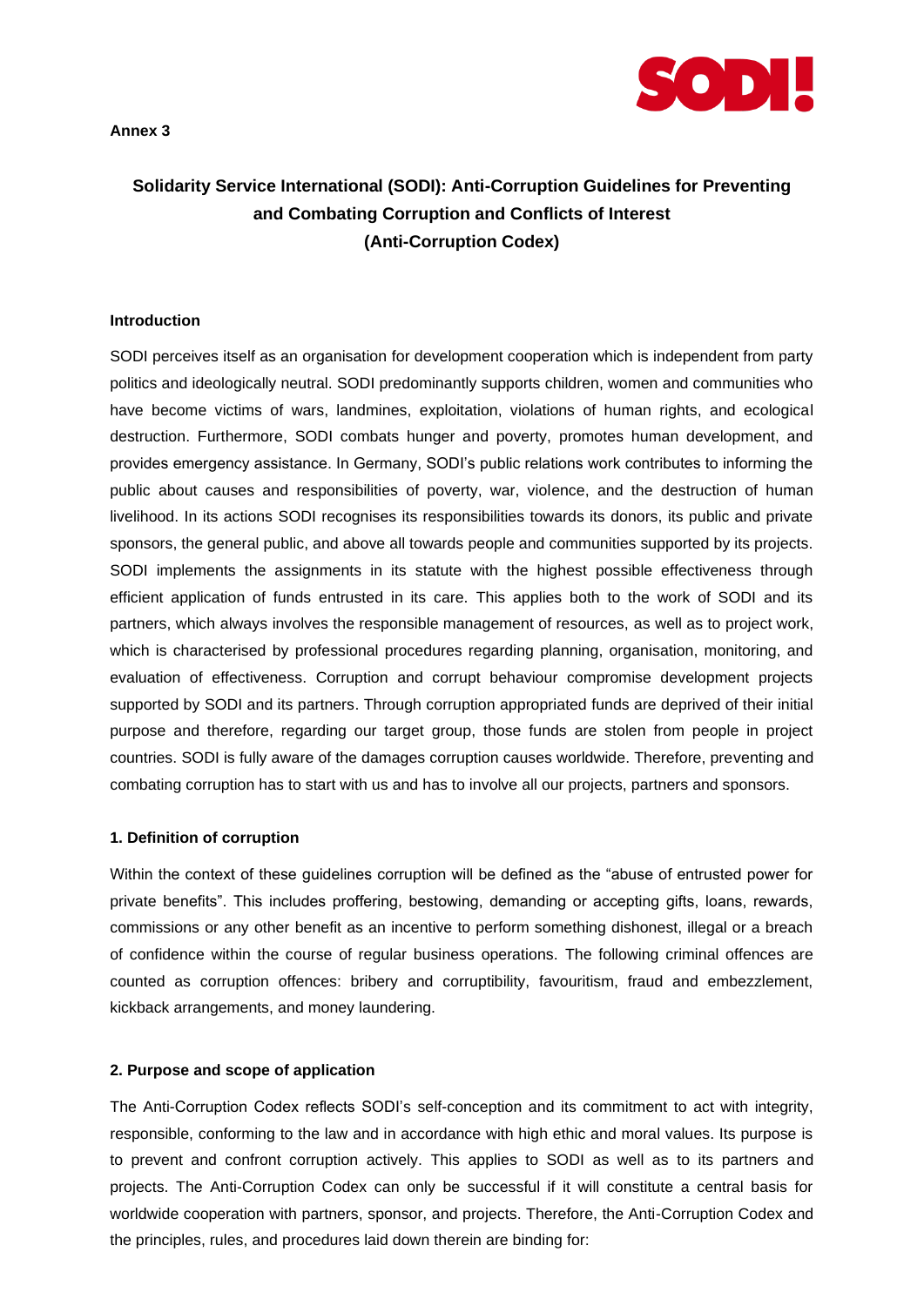**Annex 3**

# Solidarity Service International (SODI): Anti-Corruption Guidelines for Preventing and Combating Corruption and Conflicts of Interest (Anti-Corruption Codex)

## Introduction

SODI perceives itself as an organisation for development cooperation which is independent from party politics and ideologically neutral. SODI predominantly supports children, women and communities who have become victims of wars, landmines, exploitation, violations of human rights, and ecological destruction. Furthermore, SODI combats hunger and poverty, promotes human development, and provides emergency assistance. In Germany, SODI's public relations work contributes to informing the public about causes and responsibilities of poverty, war, violence, and the destruction of human livelihood. In its actions SODI recognises its responsibilities towards its donors, its public and private sponsors, the general public, and above all towards people and communities supported by its projects. SODI implements the assignments in its statute with the highest possible effectiveness through efficient application of funds entrusted in its care. This applies both to the work of SODI and its partners, which always involves the responsible management of resources, as well as to project work, which is characterised by professional procedures regarding planning, organisation, monitoring, and evaluation of effectiveness. Corruption and corrupt behaviour compromise development projects supported by SODI and its partners. Through corruption appropriated funds are deprived of their initial purpose and therefore, regarding our target group, those funds are stolen from people in project countries. SODI is fully aware of the damages corruption causes worldwide. Therefore, preventing and combating corruption has to start with us and has to involve all our projects, partners and sponsors.

## 1. Definition of corruption

Within the context of these guidelines corruption will be defined as the "abuse of entrusted power for private benefits". This includes proffering, bestowing, demanding or accepting gifts, loans, rewards, commissions or any other benefit as an incentive to perform something dishonest, illegal or a breach of confidence within the course of regular business operations. The following criminal offences are counted as corruption offences: bribery and corruptibility, favouritism, fraud and embezzlement, kickback arrangements, and money laundering.

## 2. Purpose and scope of application

The Anti-Corruption Codex reflects SODI's self-conception and its commitment to act with integrity, responsible, conforming to the law and in accordance with high ethic and moral values. Its purpose is to prevent and confront corruption actively. This applies to SODI as well as to its partners and projects. The Anti-Corruption Codex can only be successful if it will constitute a central basis for worldwide cooperation with partners, sponsor, and projects. Therefore, the Anti-Corruption Codex and the principles, rules, and procedures laid down therein are binding for: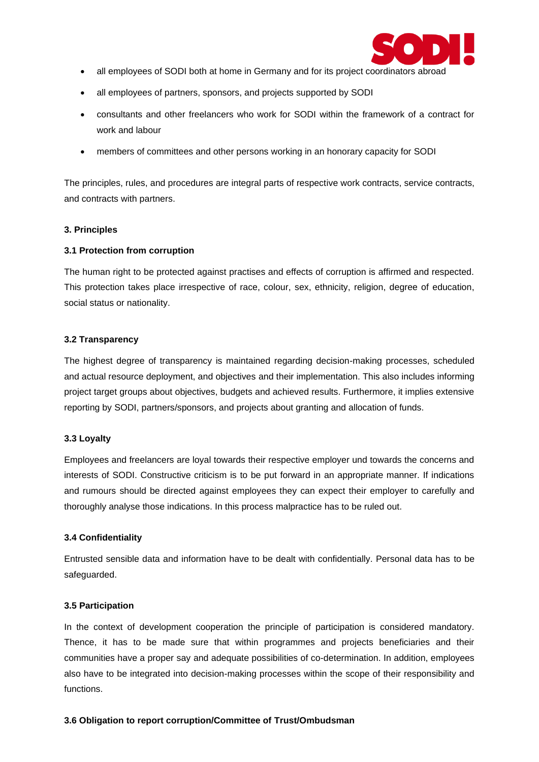- all employees of SODI both at home in Germany and for its project coordinators abroad
- all employees of partners, sponsors, and projects supported by SODI
- consultants and other freelancers who work for SODI within the framework of a contract for work and labour
- members of committees and other persons working in an honorary capacity for SODI

The principles, rules, and procedures are integral parts of respective work contracts, service contracts, and contracts with partners.

### 3. Principles

#### 3.1 Protection from corruption

The human right to be protected against practises and effects of corruption is affirmed and respected. This protection takes place irrespective of race, colour, sex, ethnicity, religion, degree of education, social status or nationality.

#### 3.2 Transparency

The highest degree of transparency is maintained regarding decision-making processes, scheduled and actual resource deployment, and objectives and their implementation. This also includes informing project target groups about objectives, budgets and achieved results. Furthermore, it implies extensive reporting by SODI, partners/sponsors, and projects about granting and allocation of funds.

#### 3.3 Loyalty

Employees and freelancers are loyal towards their respective employer und towards the concerns and interests of SODI. Constructive criticism is to be put forward in an appropriate manner. If indications and rumours should be directed against employees they can expect their employer to carefully and thoroughly analyse those indications. In this process malpractice has to be ruled out.

#### 3.4 Confidentiality

Entrusted sensible data and information have to be dealt with confidentially. Personal data has to be safeguarded.

#### 3.5 Participation

In the context of development cooperation the principle of participation is considered mandatory. Thence, it has to be made sure that within programmes and projects beneficiaries and their communities have a proper say and adequate possibilities of co-determination. In addition, employees also have to be integrated into decision-making processes within the scope of their responsibility and functions.

#### 3.6 Obligation to report corruption/Committee of Trust/Ombudsman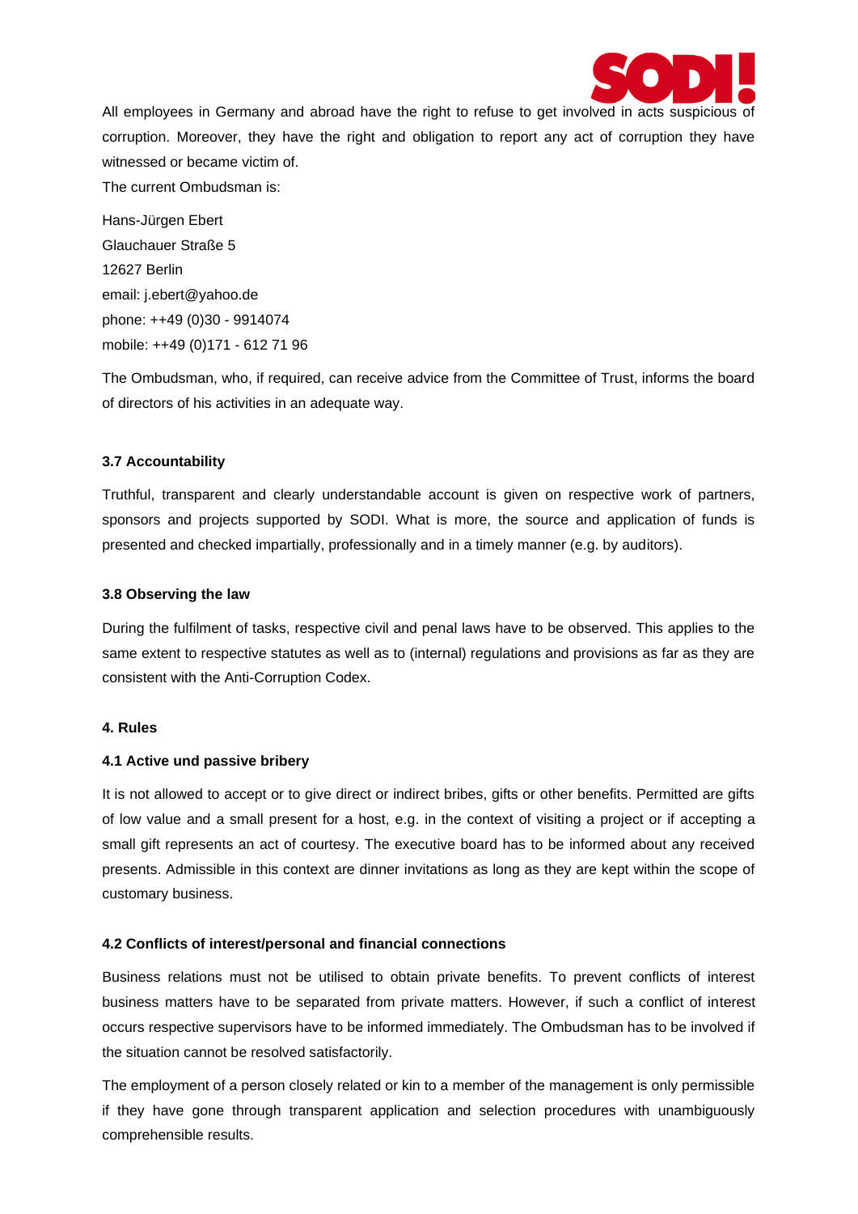All employees in Germany and abroad have the right to refuse to get involved in acts suspicious of corruption. Moreover, they have the right and obligation to report any act of corruption they have witnessed or became victim of.

The current Ombudsman is:

Hans-Jürgen Ebert
Glauchauer Straße 5
12627 Berlin
email: j.ebert@yahoo.de
phone: ++49 (0)30 - 9914074
mobile: ++49 (0)171 - 612 71 96

The Ombudsman, who, if required, can receive advice from the Committee of Trust, informs the board of directors of his activities in an adequate way.

### 3.7 Accountability

Truthful, transparent and clearly understandable account is given on respective work of partners, sponsors and projects supported by SODI. What is more, the source and application of funds is presented and checked impartially, professionally and in a timely manner (e.g. by auditors).

### 3.8 Observing the law

During the fulfilment of tasks, respective civil and penal laws have to be observed. This applies to the same extent to respective statutes as well as to (internal) regulations and provisions as far as they are consistent with the Anti-Corruption Codex.

## 4. Rules

### 4.1 Active und passive bribery

It is not allowed to accept or to give direct or indirect bribes, gifts or other benefits. Permitted are gifts of low value and a small present for a host, e.g. in the context of visiting a project or if accepting a small gift represents an act of courtesy. The executive board has to be informed about any received presents. Admissible in this context are dinner invitations as long as they are kept within the scope of customary business.

### 4.2 Conflicts of interest/personal and financial connections

Business relations must not be utilised to obtain private benefits. To prevent conflicts of interest business matters have to be separated from private matters. However, if such a conflict of interest occurs respective supervisors have to be informed immediately. The Ombudsman has to be involved if the situation cannot be resolved satisfactorily.

The employment of a person closely related or kin to a member of the management is only permissible if they have gone through transparent application and selection procedures with unambiguously comprehensible results.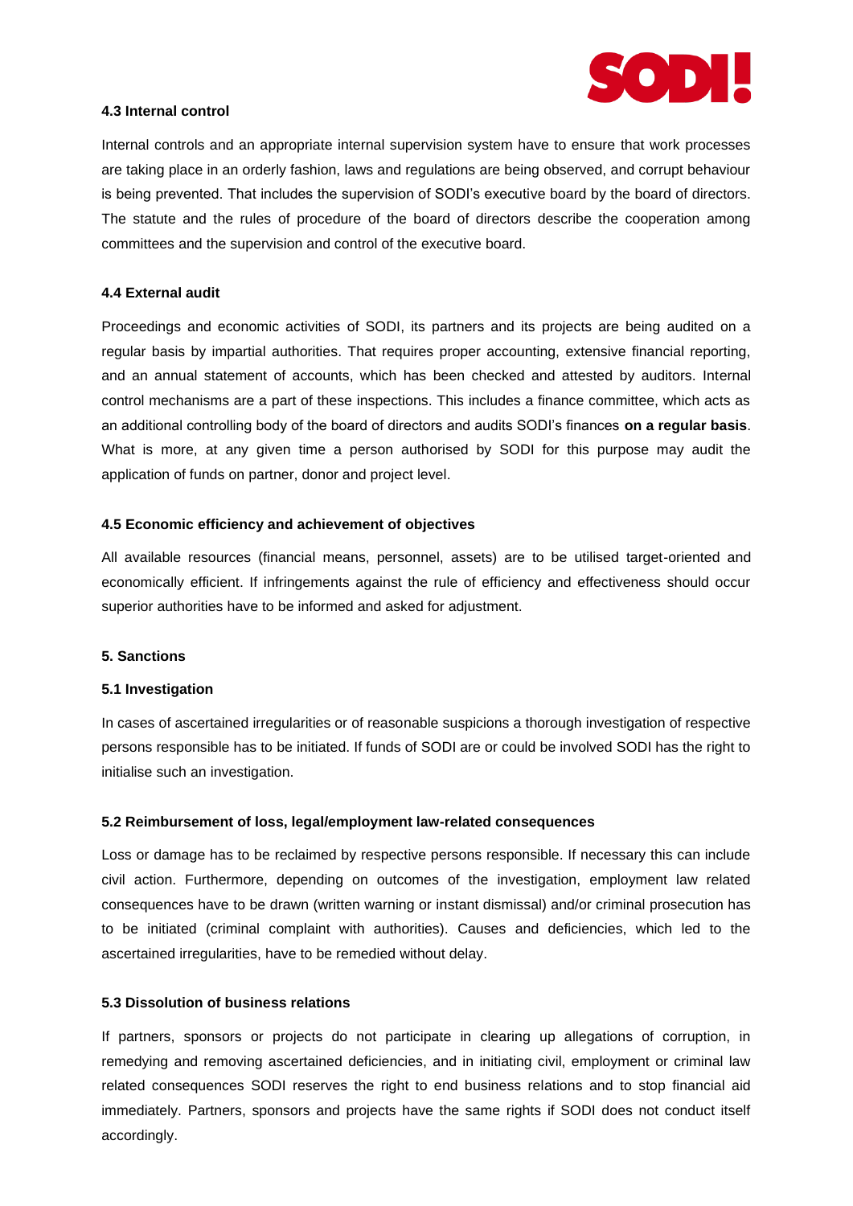#### 4.3 Internal control

Internal controls and an appropriate internal supervision system have to ensure that work processes are taking place in an orderly fashion, laws and regulations are being observed, and corrupt behaviour is being prevented. That includes the supervision of SODI's executive board by the board of directors. The statute and the rules of procedure of the board of directors describe the cooperation among committees and the supervision and control of the executive board.

#### 4.4 External audit

Proceedings and economic activities of SODI, its partners and its projects are being audited on a regular basis by impartial authorities. That requires proper accounting, extensive financial reporting, and an annual statement of accounts, which has been checked and attested by auditors. Internal control mechanisms are a part of these inspections. This includes a finance committee, which acts as an additional controlling body of the board of directors and audits SODI's finances **on a regular basis**. What is more, at any given time a person authorised by SODI for this purpose may audit the application of funds on partner, donor and project level.

#### 4.5 Economic efficiency and achievement of objectives

All available resources (financial means, personnel, assets) are to be utilised target-oriented and economically efficient. If infringements against the rule of efficiency and effectiveness should occur superior authorities have to be informed and asked for adjustment.

## 5. Sanctions

#### 5.1 Investigation

In cases of ascertained irregularities or of reasonable suspicions a thorough investigation of respective persons responsible has to be initiated. If funds of SODI are or could be involved SODI has the right to initialise such an investigation.

#### 5.2 Reimbursement of loss, legal/employment law-related consequences

Loss or damage has to be reclaimed by respective persons responsible. If necessary this can include civil action. Furthermore, depending on outcomes of the investigation, employment law related consequences have to be drawn (written warning or instant dismissal) and/or criminal prosecution has to be initiated (criminal complaint with authorities). Causes and deficiencies, which led to the ascertained irregularities, have to be remedied without delay.

#### 5.3 Dissolution of business relations

If partners, sponsors or projects do not participate in clearing up allegations of corruption, in remedying and removing ascertained deficiencies, and in initiating civil, employment or criminal law related consequences SODI reserves the right to end business relations and to stop financial aid immediately. Partners, sponsors and projects have the same rights if SODI does not conduct itself accordingly.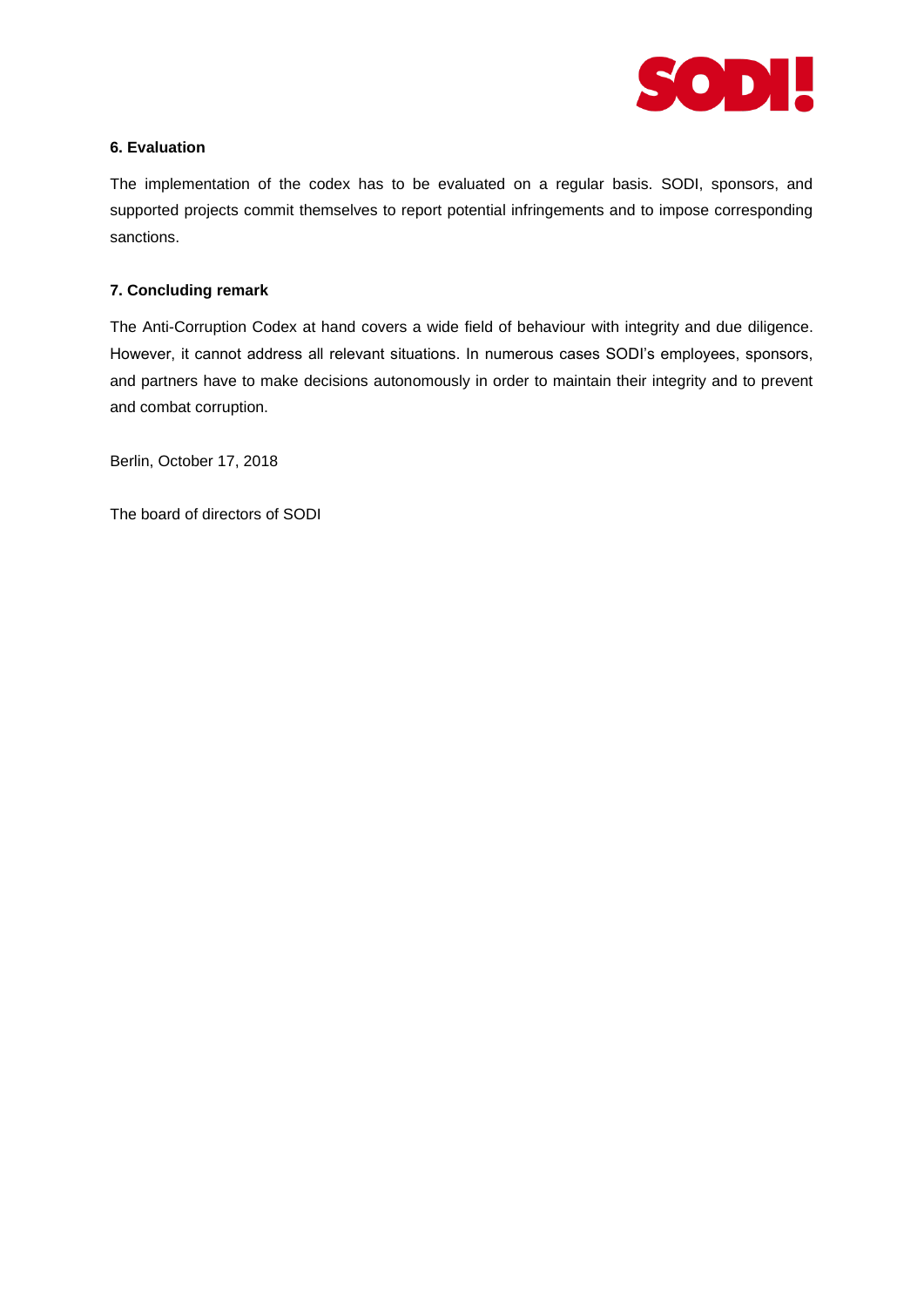### 6. Evaluation

The implementation of the codex has to be evaluated on a regular basis. SODI, sponsors, and supported projects commit themselves to report potential infringements and to impose corresponding sanctions.

### 7. Concluding remark

The Anti-Corruption Codex at hand covers a wide field of behaviour with integrity and due diligence. However, it cannot address all relevant situations. In numerous cases SODI's employees, sponsors, and partners have to make decisions autonomously in order to maintain their integrity and to prevent and combat corruption.

Berlin, October 17, 2018

The board of directors of SODI